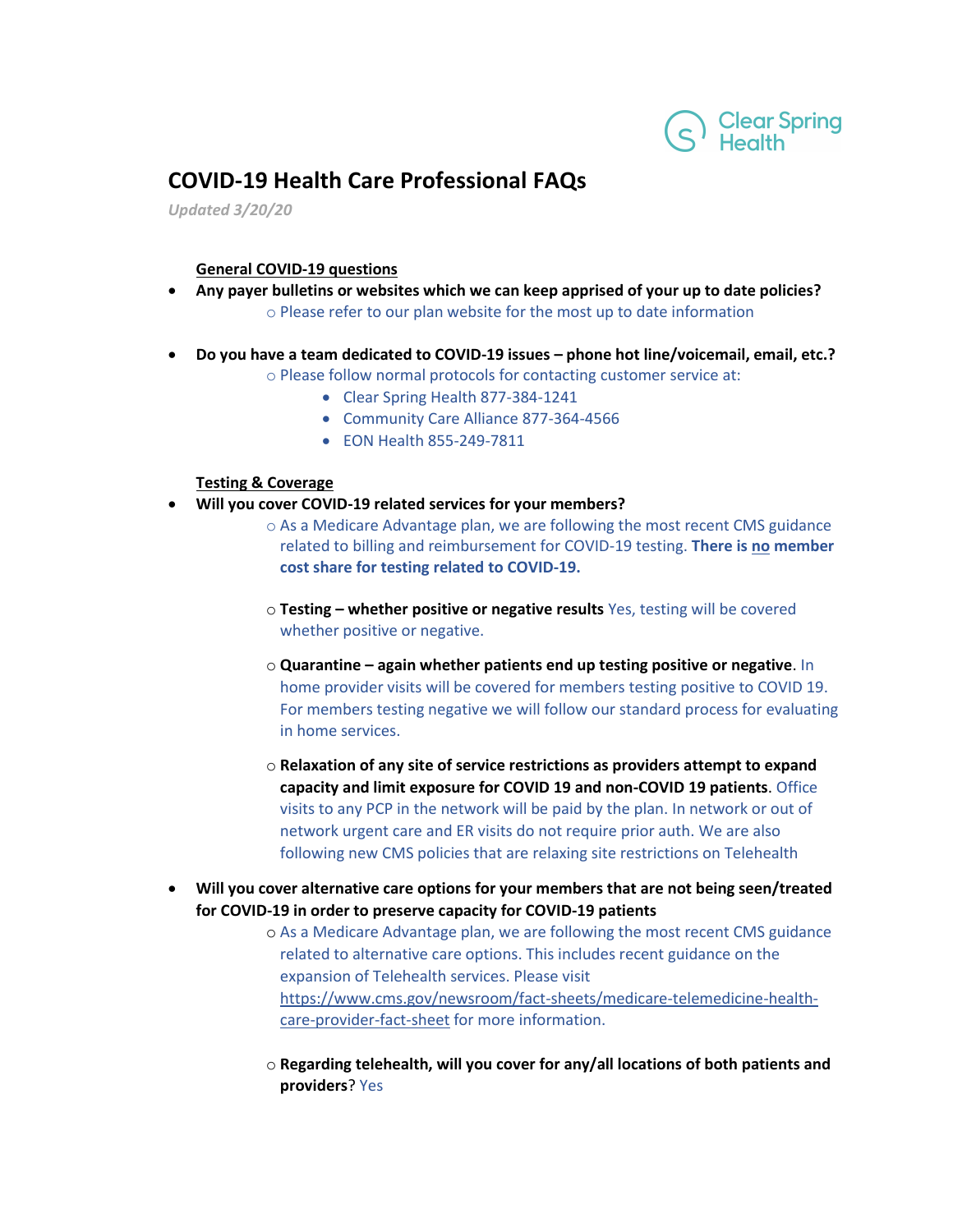Clear Spring Health

# COVID-19 Health Care Professional FAQs

*Updated 3/20/20*

## General COVID-19 questions

- **Any payer bulletins or websites which we can keep apprised of your up to date policies?**
  - Please refer to our plan website for the most up to date information

- **Do you have a team dedicated to COVID-19 issues – phone hot line/voicemail, email, etc.?**
  - Please follow normal protocols for contacting customer service at:
    - Clear Spring Health 877-384-1241
    - Community Care Alliance 877-364-4566
    - EON Health 855-249-7811

## Testing & Coverage

- **Will you cover COVID-19 related services for your members?**
  - As a Medicare Advantage plan, we are following the most recent CMS guidance related to billing and reimbursement for COVID-19 testing. **There is <u>no</u> member cost share for testing related to COVID-19.**
  - **Testing – whether positive or negative results** Yes, testing will be covered whether positive or negative.
  - **Quarantine – again whether patients end up testing positive or negative**. In home provider visits will be covered for members testing positive to COVID 19. For members testing negative we will follow our standard process for evaluating in home services.
  - **Relaxation of any site of service restrictions as providers attempt to expand capacity and limit exposure for COVID 19 and non-COVID 19 patients**. Office visits to any PCP in the network will be paid by the plan. In network or out of network urgent care and ER visits do not require prior auth. We are also following new CMS policies that are relaxing site restrictions on Telehealth

- **Will you cover alternative care options for your members that are not being seen/treated for COVID-19 in order to preserve capacity for COVID-19 patients**
  - As a Medicare Advantage plan, we are following the most recent CMS guidance related to alternative care options. This includes recent guidance on the expansion of Telehealth services. Please visit https://www.cms.gov/newsroom/fact-sheets/medicare-telemedicine-health-care-provider-fact-sheet for more information.
  - **Regarding telehealth, will you cover for any/all locations of both patients and providers**? Yes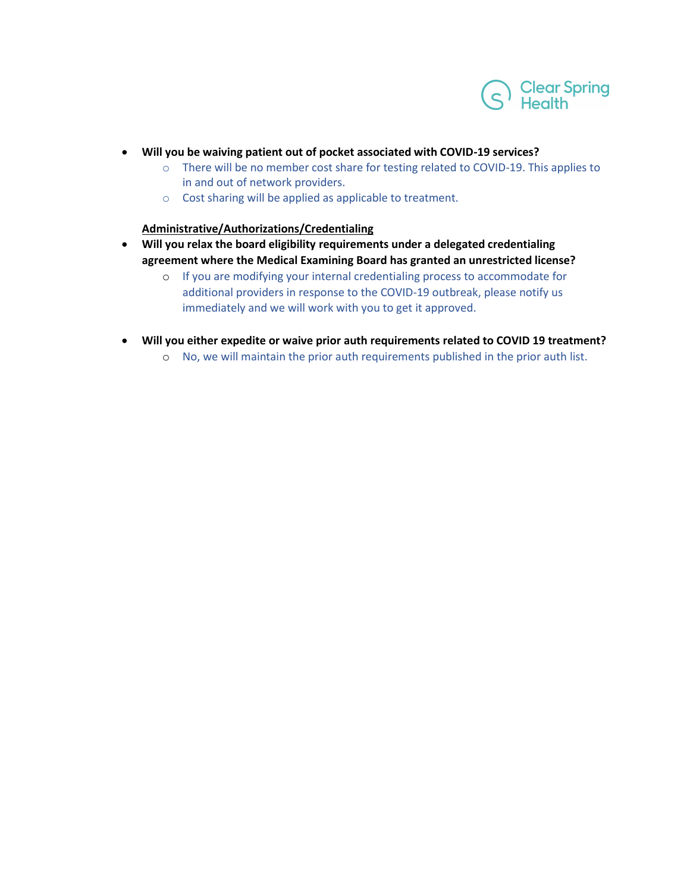- **Will you be waiving patient out of pocket associated with COVID-19 services?**
  - There will be no member cost share for testing related to COVID-19. This applies to in and out of network providers.
  - Cost sharing will be applied as applicable to treatment.

**Administrative/Authorizations/Credentialing**

- **Will you relax the board eligibility requirements under a delegated credentialing agreement where the Medical Examining Board has granted an unrestricted license?**
  - If you are modifying your internal credentialing process to accommodate for additional providers in response to the COVID-19 outbreak, please notify us immediately and we will work with you to get it approved.

- **Will you either expedite or waive prior auth requirements related to COVID 19 treatment?**
  - No, we will maintain the prior auth requirements published in the prior auth list.